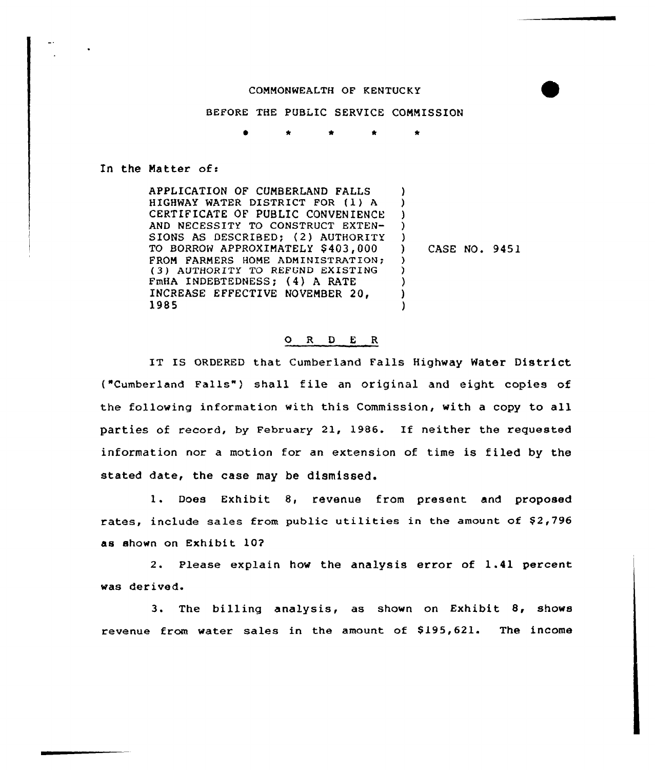COMMONWEALTH OF KENTUCKY

BEFORE THE PUBLIC SERVICE COMMISSION

\* \* \* \* \*

In the Matter of:

| | | |
|---|---|---|
| APPLICATION OF CUMBERLAND FALLS HIGHWAY WATER DISTRICT FOR (1) A CERTIFICATE OF PUBLIC CONVENIENCE AND NECESSITY TO CONSTRUCT EXTENSIONS AS DESCRIBED; (2) AUTHORITY TO BORROW APPROXIMATELY $403,000 FROM FARMERS HOME ADMINISTRATION; (3) AUTHORITY TO REFUND EXISTING FmHA INDEBTEDNESS; (4) A RATE INCREASE EFFECTIVE NOVEMBER 20, 1985 | ) | CASE NO. 9451 |

## O R D E R

IT IS ORDERED that Cumberland Falls Highway Water District ("Cumberland Falls") shall file an original and eight copies of the following information with this Commission, with a copy to all parties of record, by February 21, 1986. If neither the requested information nor a motion for an extension of time is filed by the stated date, the case may be dismissed.

1. Does Exhibit 8, revenue from present and proposed rates, include sales from public utilities in the amount of $2,796 as shown on Exhibit 10?

2. Please explain how the analysis error of 1.41 percent was derived.

3. The billing analysis, as shown on Exhibit 8, shows revenue from water sales in the amount of $195,621. The income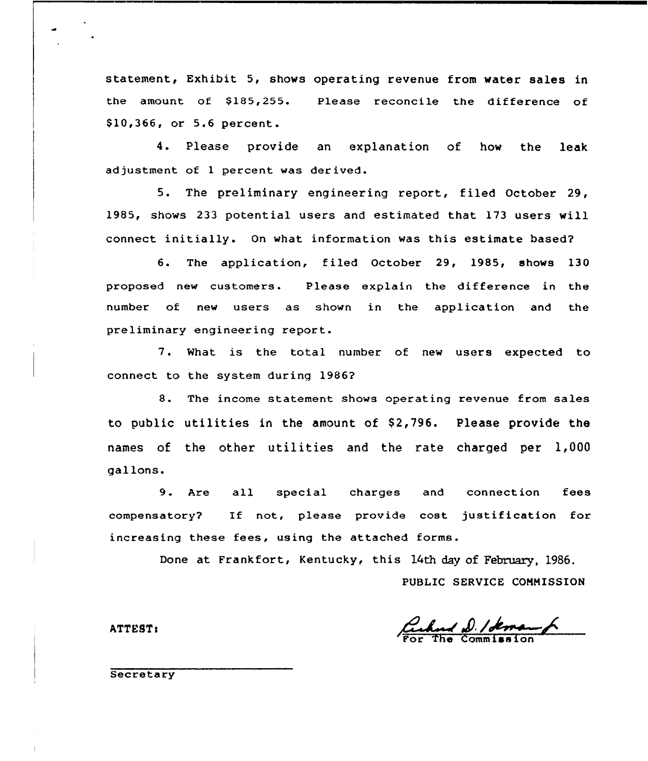statement, Exhibit 5, shows operating revenue from water sales in the amount of $185,255. Please reconcile the difference of $10,366, or 5.6 percent.

4. Please provide an explanation of how the leak adjustment of 1 percent was derived.

5. The preliminary engineering report, filed October 29, 1985, shows 233 potential users and estimated that 173 users will connect initially. On what information was this estimate based?

6. The application, filed October 29, 1985, shows 130 proposed new customers. Please explain the difference in the number of new users as shown in the application and the preliminary engineering report.

7. What is the total number of new users expected to connect to the system during 1986?

8. The income statement shows operating revenue from sales to public utilities in the amount of $2,796. Please provide the names of the other utilities and the rate charged per 1,000 gallons.

9. Are all special charges and connection fees compensatory? If not, please provide cost justification for increasing these fees, using the attached forms.

Done at Frankfort, Kentucky, this 14th day of February, 1986.

PUBLIC SERVICE COMMISSION

For The Commission

ATTEST:

Secretary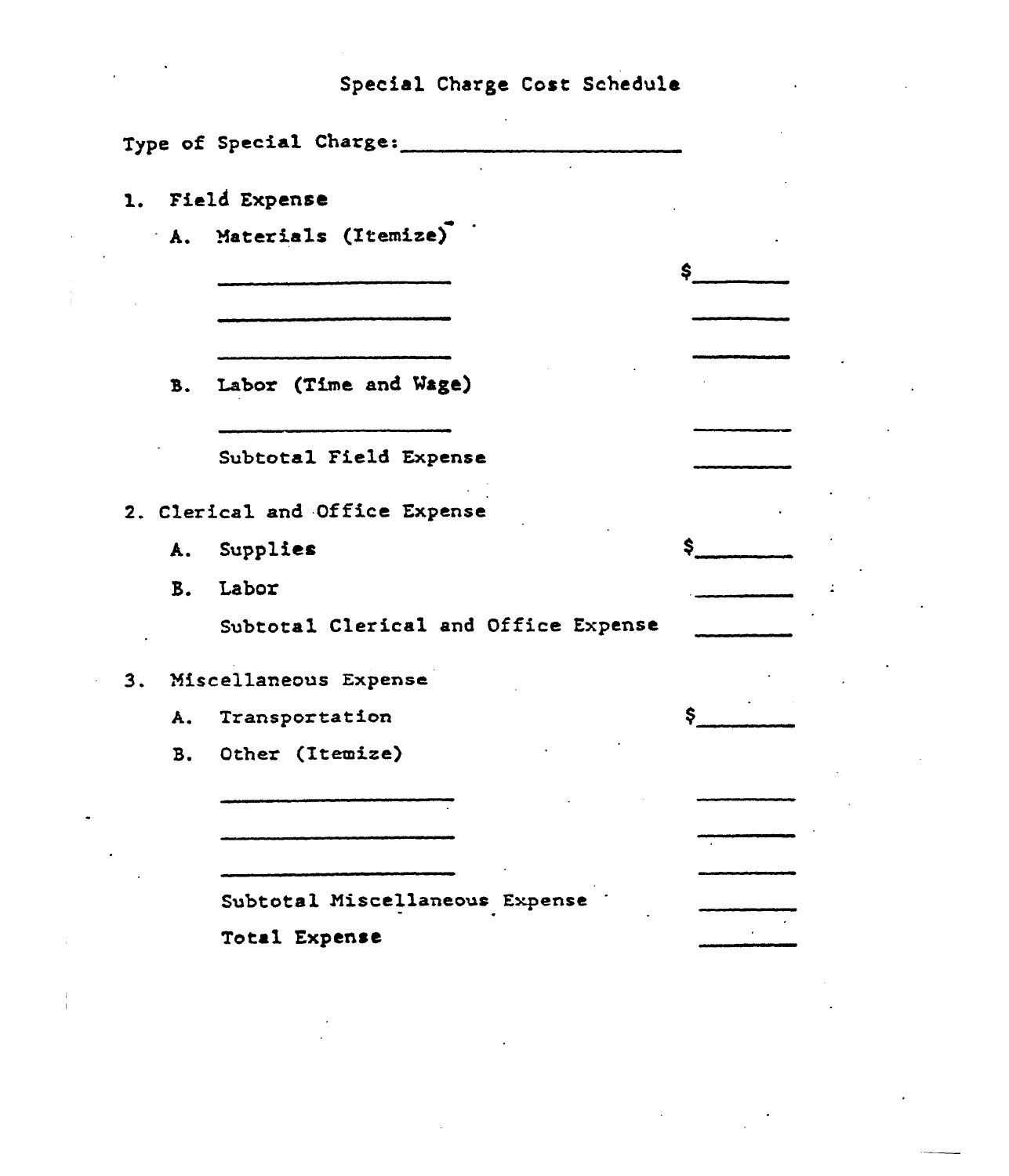# Special Charge Cost Schedule

Type of Special Charge: ______________________

1. Field Expense

   A. Materials (Itemize)

   | | |
   |---|---|
   | ______________________ | $________ |
   | ______________________ | ________ |
   | ______________________ | ________ |

   B. Labor (Time and Wage)

   | | |
   |---|---|
   | ______________________ | ________ |
   | Subtotal Field Expense | ________ |

2. Clerical and Office Expense

   | | |
   |---|---|
   | A. Supplies | $________ |
   | B. Labor | ________ |
   | Subtotal Clerical and Office Expense | ________ |

3. Miscellaneous Expense

   | | |
   |---|---|
   | A. Transportation | $________ |

   B. Other (Itemize)

   | | |
   |---|---|
   | ______________________ | ________ |
   | ______________________ | ________ |
   | ______________________ | ________ |
   | Subtotal Miscellaneous Expense | ________ |
   | Total Expense | ________ |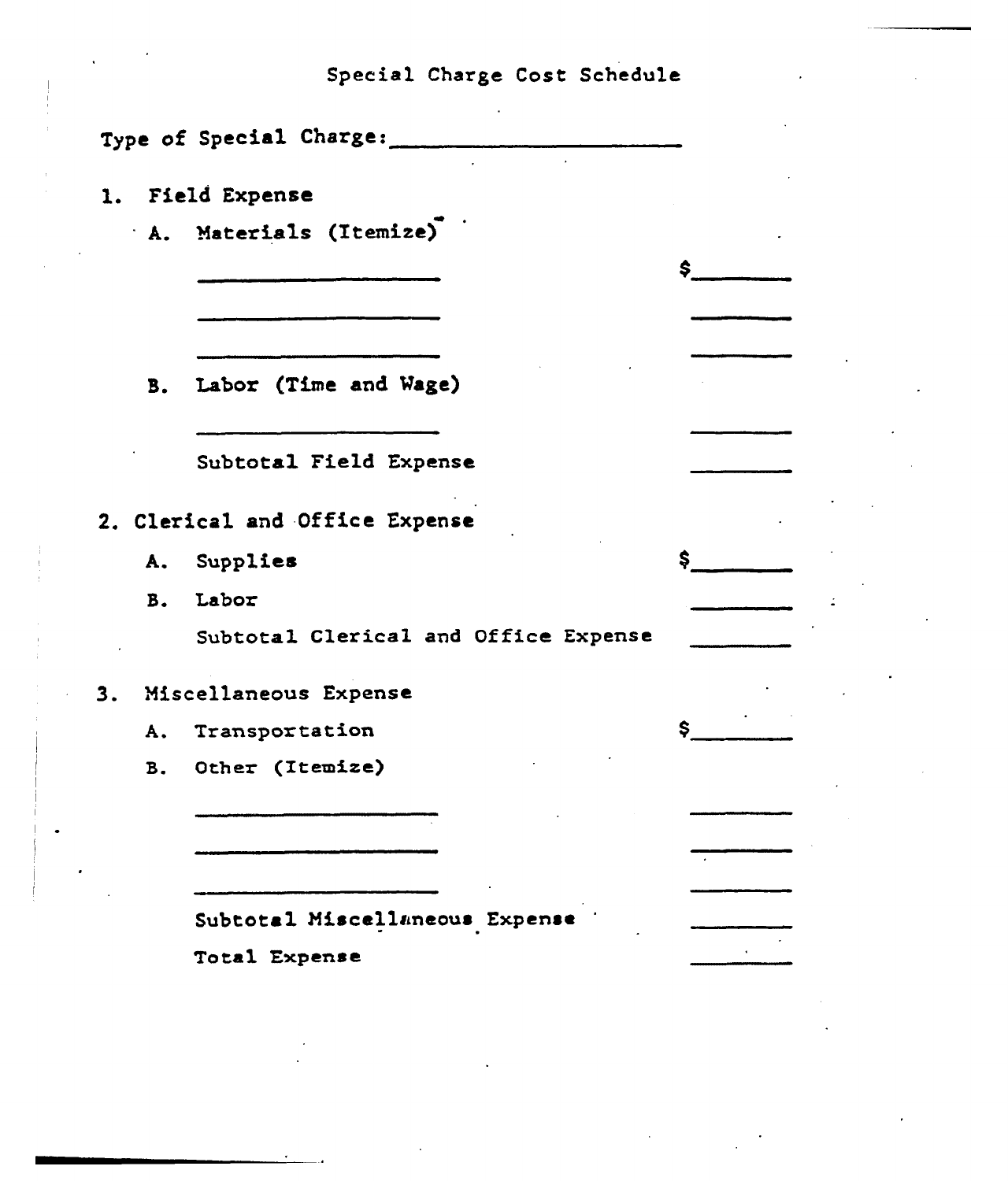# Special Charge Cost Schedule

Type of Special Charge: ____________________

1. Field Expense
   - A. Materials (Itemize)

| | |
|---|---|
| ____________________ | $________ |
| ____________________ | ________ |
| ____________________ | ________ |

   - B. Labor (Time and Wage)

| | |
|---|---|
| ____________________ | ________ |
| Subtotal Field Expense | ________ |

2. Clerical and Office Expense

| | |
|---|---|
| A. Supplies | $________ |
| B. Labor | ________ |
| Subtotal Clerical and Office Expense | ________ |

3. Miscellaneous Expense

| | |
|---|---|
| A. Transportation | $________ |
| B. Other (Itemize) | |
| ____________________ | ________ |
| ____________________ | ________ |
| ____________________ | ________ |
| Subtotal Miscellaneous Expense | ________ |
| Total Expense | ________ |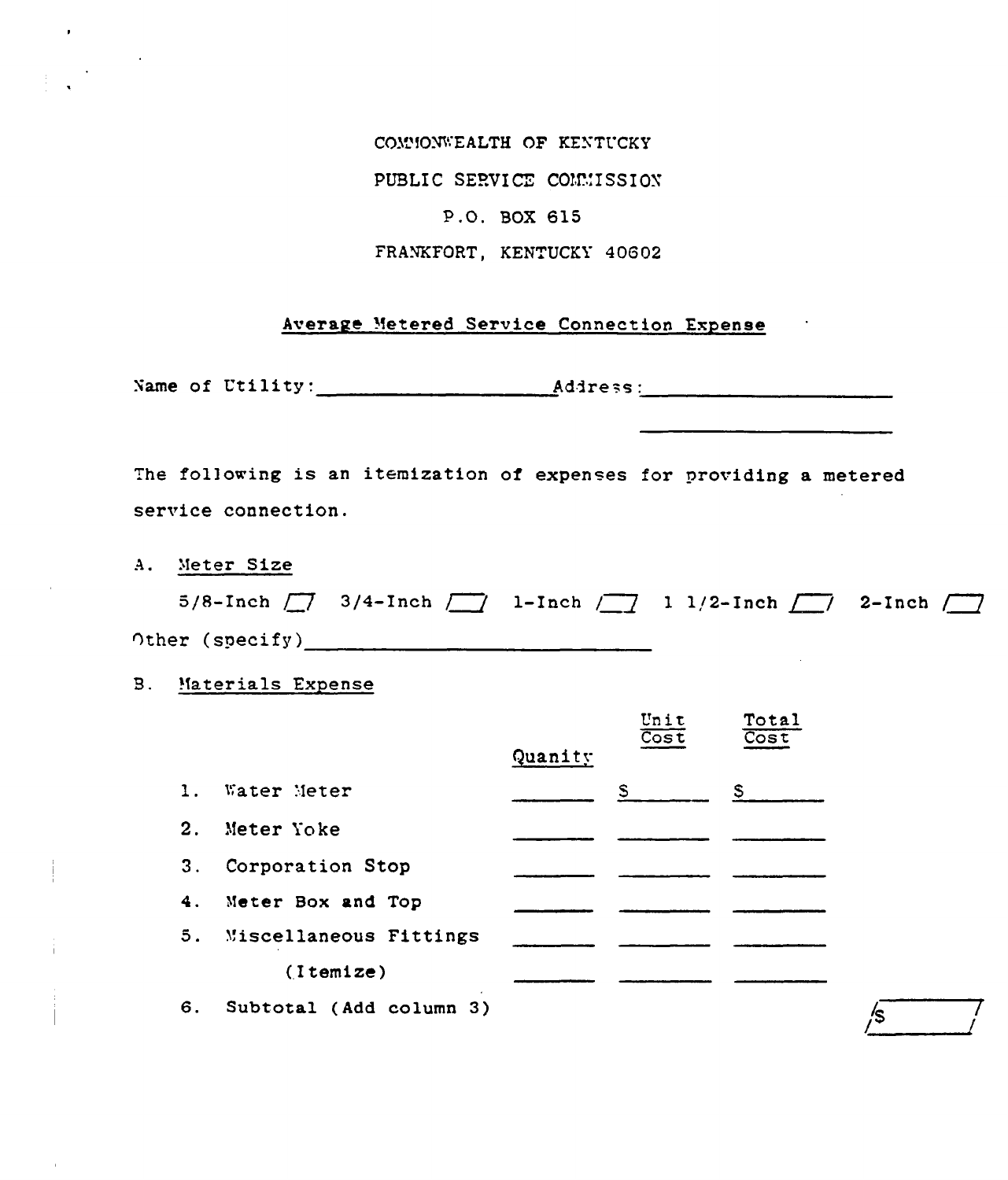COMMONWEALTH OF KENTUCKY

PUBLIC SERVICE COMMISSION

P.O. BOX 615

FRANKFORT, KENTUCKY 40602

## Average Metered Service Connection Expense

Name of Utility:\_\_\_\_\_\_\_\_\_\_\_\_\_\_\_\_\_\_\_\_ Address:\_\_\_\_\_\_\_\_\_\_\_\_\_\_\_\_\_\_\_\_\_\_

\_\_\_\_\_\_\_\_\_\_\_\_\_\_\_\_\_\_\_\_\_\_

The following is an itemization of expenses for providing a metered service connection.

A. Meter Size

5/8-Inch /\_\_/ 3/4-Inch /\_\_/ 1-Inch /\_\_/ 1 1/2-Inch /\_\_/ 2-Inch /\_\_/

Other (specify)\_\_\_\_\_\_\_\_\_\_\_\_\_\_\_\_\_\_\_\_\_\_\_\_\_\_\_\_\_\_

B. Materials Expense

| | Quanity | Unit Cost | Total Cost |
|---|---|---|---|
| 1. Water Meter | \_\_\_\_\_\_ | $ \_\_\_\_\_\_ | $ \_\_\_\_\_\_ |
| 2. Meter Yoke | \_\_\_\_\_\_ | \_\_\_\_\_\_ | \_\_\_\_\_\_ |
| 3. Corporation Stop | \_\_\_\_\_\_ | \_\_\_\_\_\_ | \_\_\_\_\_\_ |
| 4. Meter Box and Top | \_\_\_\_\_\_ | \_\_\_\_\_\_ | \_\_\_\_\_\_ |
| 5. Miscellaneous Fittings | \_\_\_\_\_\_ | \_\_\_\_\_\_ | \_\_\_\_\_\_ |
| (Itemize) | \_\_\_\_\_\_ | \_\_\_\_\_\_ | \_\_\_\_\_\_ |
| 6. Subtotal (Add column 3) | | | /$ \_\_\_\_\_\_/ |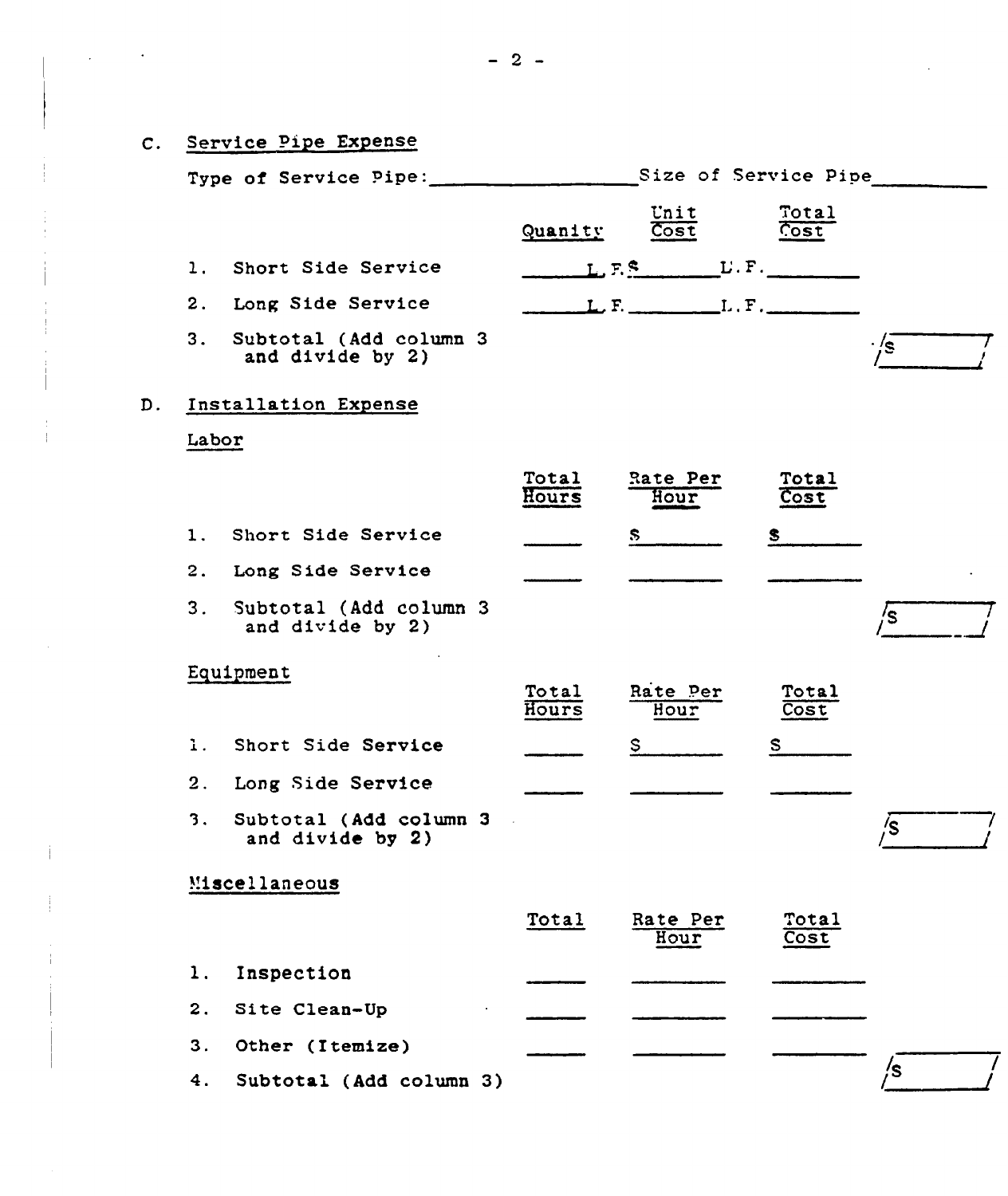## C. Service Pipe Expense

Type of Service Pipe: ________________ Size of Service Pipe __________

| | Quanity | Unit Cost | Total Cost | |
|---|---|---|---|---|
| 1. Short Side Service | ______ L.F. | $ ______ L.F. | ________ | |
| 2. Long Side Service | ______ L.F. | ______ L.F. | ________ | |
| 3. Subtotal (Add column 3 and divide by 2) | | | | $ |

## D. Installation Expense

### Labor

| | Total Hours | Rate Per Hour | Total Cost | |
|---|---|---|---|---|
| 1. Short Side Service | ______ | $ ______ | $ ______ | |
| 2. Long Side Service | ______ | ______ | ______ | |
| 3. Subtotal (Add column 3 and divide by 2) | | | | $ |

### Equipment

| | Total Hours | Rate Per Hour | Total Cost | |
|---|---|---|---|---|
| 1. Short Side Service | ______ | $ ______ | $ ______ | |
| 2. Long Side Service | ______ | ______ | ______ | |
| 3. Subtotal (Add column 3 and divide by 2) | | | | $ |

### Miscellaneous

| | Total | Rate Per Hour | Total Cost | |
|---|---|---|---|---|
| 1. Inspection | ______ | ______ | ______ | |
| 2. Site Clean-Up | ______ | ______ | ______ | |
| 3. Other (Itemize) | ______ | ______ | ______ | |
| 4. Subtotal (Add column 3) | | | | $ |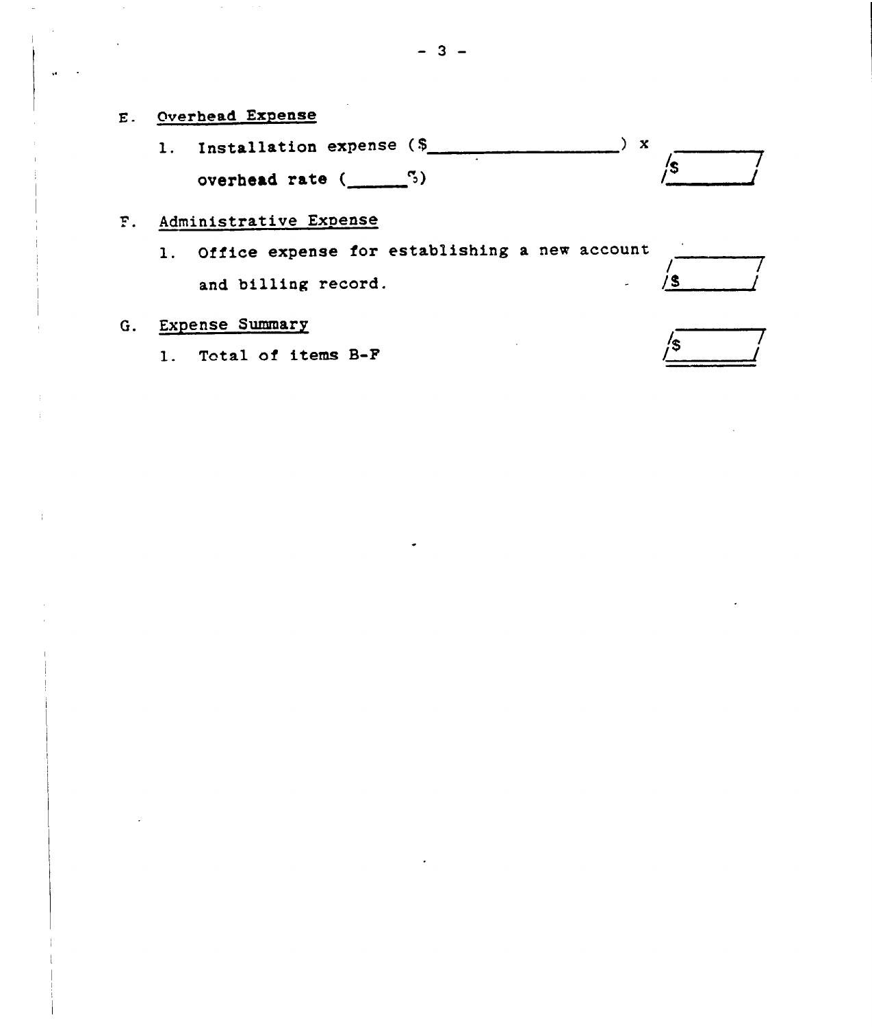E. <u>Overhead Expense</u>

1. Installation expense ($__________________) x overhead rate (______%) &nbsp;&nbsp;&nbsp;&nbsp; $________

F. <u>Administrative Expense</u>

1. Office expense for establishing a new account and billing record. &nbsp;&nbsp;&nbsp;&nbsp; $________

G. <u>Expense Summary</u>

1. Total of items B-F &nbsp;&nbsp;&nbsp;&nbsp; $________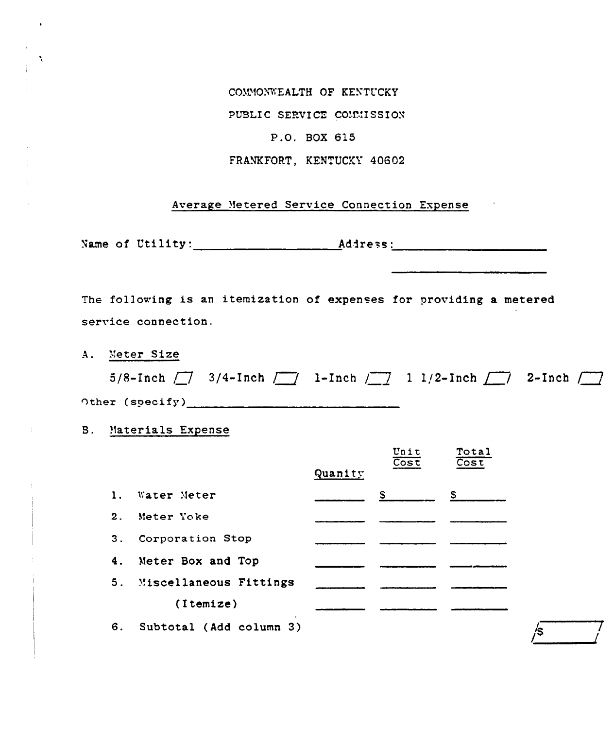COMMONWEALTH OF KENTUCKY

PUBLIC SERVICE COMMISSION

P.O. BOX 615

FRANKFORT, KENTUCKY 40602

## Average Metered Service Connection Expense

Name of Utility: ____________________ Address: ______________________

______________________

The following is an itemization of expenses for providing a metered service connection.

A. Meter Size

5/8-Inch /__/ 3/4-Inch /__/ 1-Inch /__/ 1 1/2-Inch /__/ 2-Inch /__/

Other (specify) ______________________________

B. Materials Expense

| | Quanity | Unit Cost | Total Cost |
|---|---|---|---|
| 1. Water Meter | _______ | $ _______ | $ _______ |
| 2. Meter Yoke | _______ | _______ | _______ |
| 3. Corporation Stop | _______ | _______ | _______ |
| 4. Meter Box and Top | _______ | _______ | _______ |
| 5. Miscellaneous Fittings | _______ | _______ | _______ |
| (Itemize) | _______ | _______ | _______ |
| 6. Subtotal (Add column 3) | | | /$ _______/ |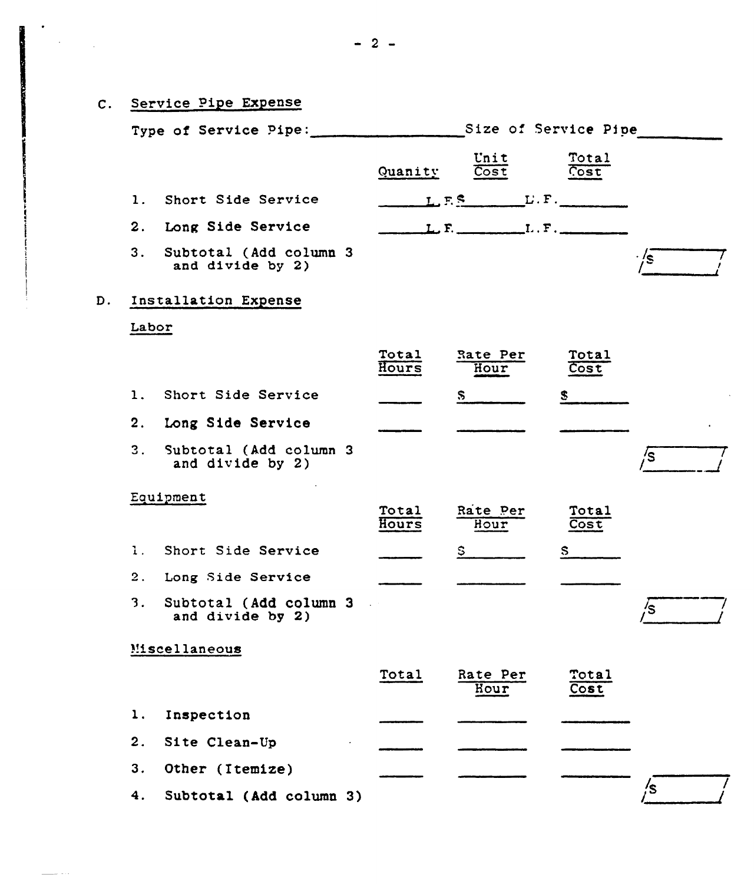## C. Service Pipe Expense

Type of Service Pipe:\_\_\_\_\_\_\_\_\_\_\_\_\_\_\_\_ Size of Service Pipe\_\_\_\_\_\_\_\_

| | Quanity | Unit Cost | Total Cost | |
|---|---|---|---|---|
| 1. Short Side Service | \_\_\_\_ L.F. | $\_\_\_\_ L.F. | \_\_\_\_ | |
| 2. Long Side Service | \_\_\_\_ L.F. | \_\_\_\_ L.F. | \_\_\_\_ | |
| 3. Subtotal (Add column 3 and divide by 2) | | | | $\_\_\_\_ |

## D. Installation Expense

### Labor

| | Total Hours | Rate Per Hour | Total Cost | |
|---|---|---|---|---|
| 1. Short Side Service | \_\_\_\_ | $\_\_\_\_ | $\_\_\_\_ | |
| 2. Long Side Service | \_\_\_\_ | \_\_\_\_ | \_\_\_\_ | |
| 3. Subtotal (Add column 3 and divide by 2) | | | | $\_\_\_\_ |

### Equipment

| | Total Hours | Rate Per Hour | Total Cost | |
|---|---|---|---|---|
| 1. Short Side Service | \_\_\_\_ | $\_\_\_\_ | $\_\_\_\_ | |
| 2. Long Side Service | \_\_\_\_ | \_\_\_\_ | \_\_\_\_ | |
| 3. Subtotal (Add column 3 and divide by 2) | | | | $\_\_\_\_ |

### Miscellaneous

| | Total | Rate Per Hour | Total Cost | |
|---|---|---|---|---|
| 1. Inspection | \_\_\_\_ | \_\_\_\_ | \_\_\_\_ | |
| 2. Site Clean-Up | \_\_\_\_ | \_\_\_\_ | \_\_\_\_ | |
| 3. Other (Itemize) | \_\_\_\_ | \_\_\_\_ | \_\_\_\_ | |
| 4. Subtotal (Add column 3) | | | | $\_\_\_\_ |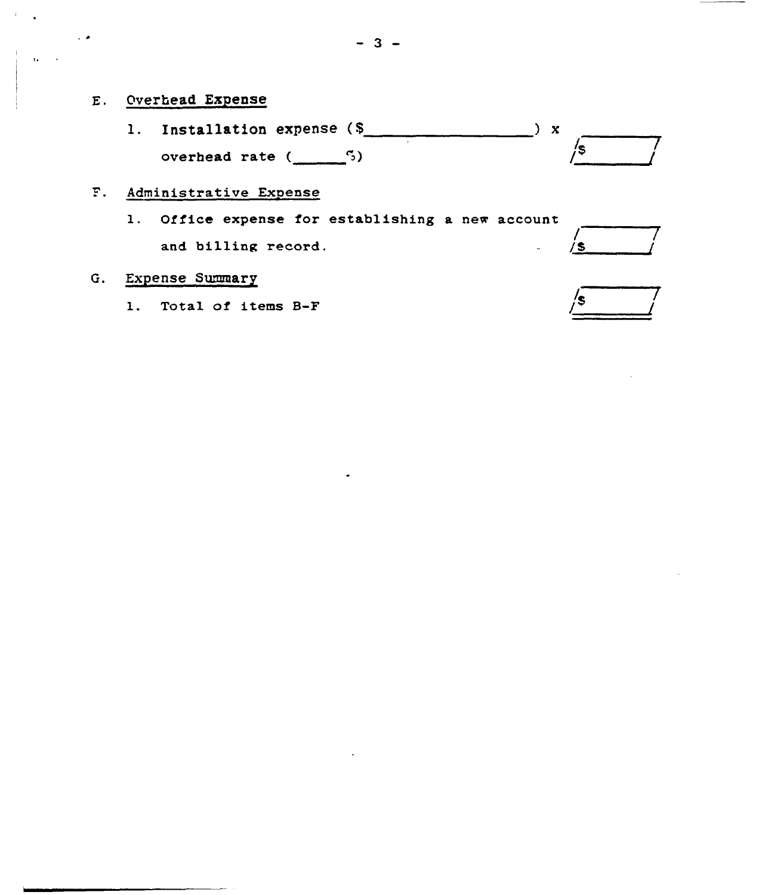E. Overhead Expense

1. Installation expense ($________________) x overhead rate (______%) — $________

F. Administrative Expense

1. Office expense for establishing a new account and billing record. — $________

G. Expense Summary

1. Total of items B-F — $________